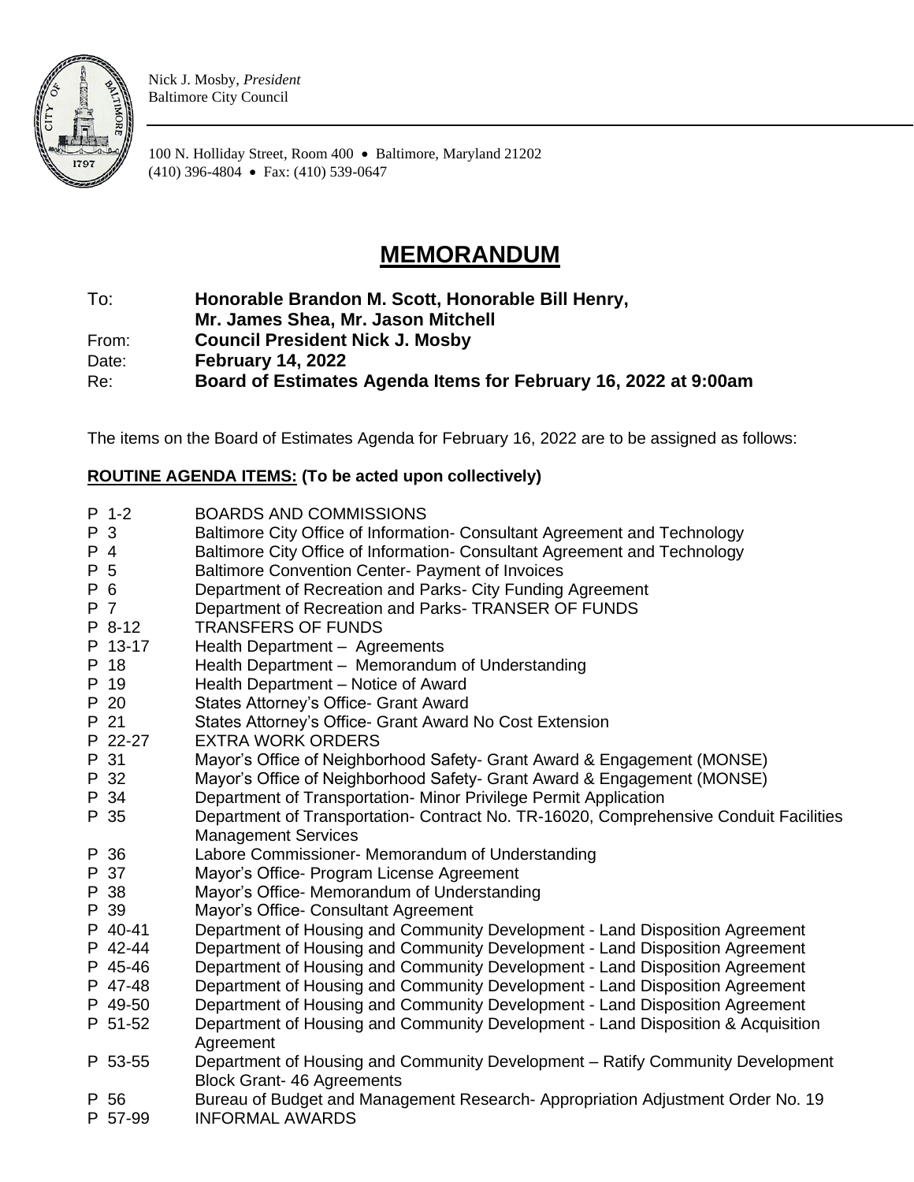Nick J. Mosby, *President*
Baltimore City Council

100 N. Holliday Street, Room 400 • Baltimore, Maryland 21202
(410) 396-4804 • Fax: (410) 539-0647

# MEMORANDUM

To: **Honorable Brandon M. Scott, Honorable Bill Henry, Mr. James Shea, Mr. Jason Mitchell**
From: **Council President Nick J. Mosby**
Date: **February 14, 2022**
Re: **Board of Estimates Agenda Items for February 16, 2022 at 9:00am**

The items on the Board of Estimates Agenda for February 16, 2022 are to be assigned as follows:

**ROUTINE AGENDA ITEMS: (To be acted upon collectively)**

| | |
|---|---|
| P 1-2 | BOARDS AND COMMISSIONS |
| P 3 | Baltimore City Office of Information- Consultant Agreement and Technology |
| P 4 | Baltimore City Office of Information- Consultant Agreement and Technology |
| P 5 | Baltimore Convention Center- Payment of Invoices |
| P 6 | Department of Recreation and Parks- City Funding Agreement |
| P 7 | Department of Recreation and Parks- TRANSER OF FUNDS |
| P 8-12 | TRANSFERS OF FUNDS |
| P 13-17 | Health Department – Agreements |
| P 18 | Health Department – Memorandum of Understanding |
| P 19 | Health Department – Notice of Award |
| P 20 | States Attorney's Office- Grant Award |
| P 21 | States Attorney's Office- Grant Award No Cost Extension |
| P 22-27 | EXTRA WORK ORDERS |
| P 31 | Mayor's Office of Neighborhood Safety- Grant Award & Engagement (MONSE) |
| P 32 | Mayor's Office of Neighborhood Safety- Grant Award & Engagement (MONSE) |
| P 34 | Department of Transportation- Minor Privilege Permit Application |
| P 35 | Department of Transportation- Contract No. TR-16020, Comprehensive Conduit Facilities Management Services |
| P 36 | Labore Commissioner- Memorandum of Understanding |
| P 37 | Mayor's Office- Program License Agreement |
| P 38 | Mayor's Office- Memorandum of Understanding |
| P 39 | Mayor's Office- Consultant Agreement |
| P 40-41 | Department of Housing and Community Development - Land Disposition Agreement |
| P 42-44 | Department of Housing and Community Development - Land Disposition Agreement |
| P 45-46 | Department of Housing and Community Development - Land Disposition Agreement |
| P 47-48 | Department of Housing and Community Development - Land Disposition Agreement |
| P 49-50 | Department of Housing and Community Development - Land Disposition Agreement |
| P 51-52 | Department of Housing and Community Development - Land Disposition & Acquisition Agreement |
| P 53-55 | Department of Housing and Community Development – Ratify Community Development Block Grant- 46 Agreements |
| P 56 | Bureau of Budget and Management Research- Appropriation Adjustment Order No. 19 |
| P 57-99 | INFORMAL AWARDS |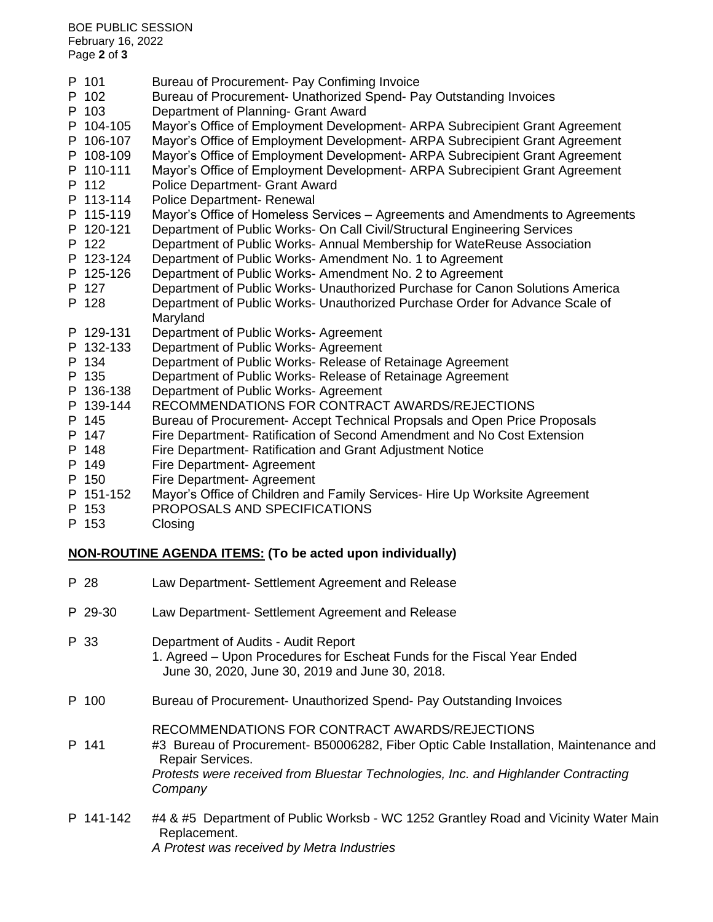| | |
|---|---|
| P 101 | Bureau of Procurement- Pay Confiming Invoice |
| P 102 | Bureau of Procurement- Unathorized Spend- Pay Outstanding Invoices |
| P 103 | Department of Planning- Grant Award |
| P 104-105 | Mayor's Office of Employment Development- ARPA Subrecipient Grant Agreement |
| P 106-107 | Mayor's Office of Employment Development- ARPA Subrecipient Grant Agreement |
| P 108-109 | Mayor's Office of Employment Development- ARPA Subrecipient Grant Agreement |
| P 110-111 | Mayor's Office of Employment Development- ARPA Subrecipient Grant Agreement |
| P 112 | Police Department- Grant Award |
| P 113-114 | Police Department- Renewal |
| P 115-119 | Mayor's Office of Homeless Services – Agreements and Amendments to Agreements |
| P 120-121 | Department of Public Works- On Call Civil/Structural Engineering Services |
| P 122 | Department of Public Works- Annual Membership for WateReuse Association |
| P 123-124 | Department of Public Works- Amendment No. 1 to Agreement |
| P 125-126 | Department of Public Works- Amendment No. 2 to Agreement |
| P 127 | Department of Public Works- Unauthorized Purchase for Canon Solutions America |
| P 128 | Department of Public Works- Unauthorized Purchase Order for Advance Scale of Maryland |
| P 129-131 | Department of Public Works- Agreement |
| P 132-133 | Department of Public Works- Agreement |
| P 134 | Department of Public Works- Release of Retainage Agreement |
| P 135 | Department of Public Works- Release of Retainage Agreement |
| P 136-138 | Department of Public Works- Agreement |
| P 139-144 | RECOMMENDATIONS FOR CONTRACT AWARDS/REJECTIONS |
| P 145 | Bureau of Procurement- Accept Technical Propsals and Open Price Proposals |
| P 147 | Fire Department- Ratification of Second Amendment and No Cost Extension |
| P 148 | Fire Department- Ratification and Grant Adjustment Notice |
| P 149 | Fire Department- Agreement |
| P 150 | Fire Department- Agreement |
| P 151-152 | Mayor's Office of Children and Family Services- Hire Up Worksite Agreement |
| P 153 | PROPOSALS AND SPECIFICATIONS |
| P 153 | Closing |

## **NON-ROUTINE AGENDA ITEMS: (To be acted upon individually)**

P 28 Law Department- Settlement Agreement and Release

P 29-30 Law Department- Settlement Agreement and Release

P 33 Department of Audits - Audit Report
1. Agreed – Upon Procedures for Escheat Funds for the Fiscal Year Ended June 30, 2020, June 30, 2019 and June 30, 2018.

P 100 Bureau of Procurement- Unauthorized Spend- Pay Outstanding Invoices

RECOMMENDATIONS FOR CONTRACT AWARDS/REJECTIONS

P 141 #3 Bureau of Procurement- B50006282, Fiber Optic Cable Installation, Maintenance and Repair Services.
*Protests were received from Bluestar Technologies, Inc. and Highlander Contracting Company*

P 141-142 #4 & #5 Department of Public Worksb - WC 1252 Grantley Road and Vicinity Water Main Replacement.
*A Protest was received by Metra Industries*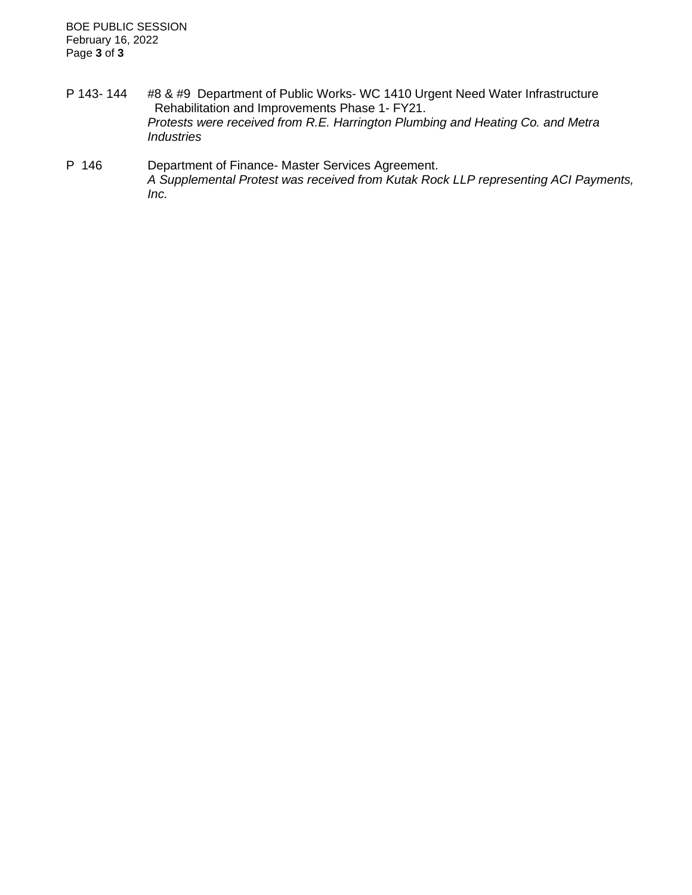P 143- 144 #8 & #9 Department of Public Works- WC 1410 Urgent Need Water Infrastructure Rehabilitation and Improvements Phase 1- FY21.
*Protests were received from R.E. Harrington Plumbing and Heating Co. and Metra Industries*

P 146 Department of Finance- Master Services Agreement.
*A Supplemental Protest was received from Kutak Rock LLP representing ACI Payments, Inc.*